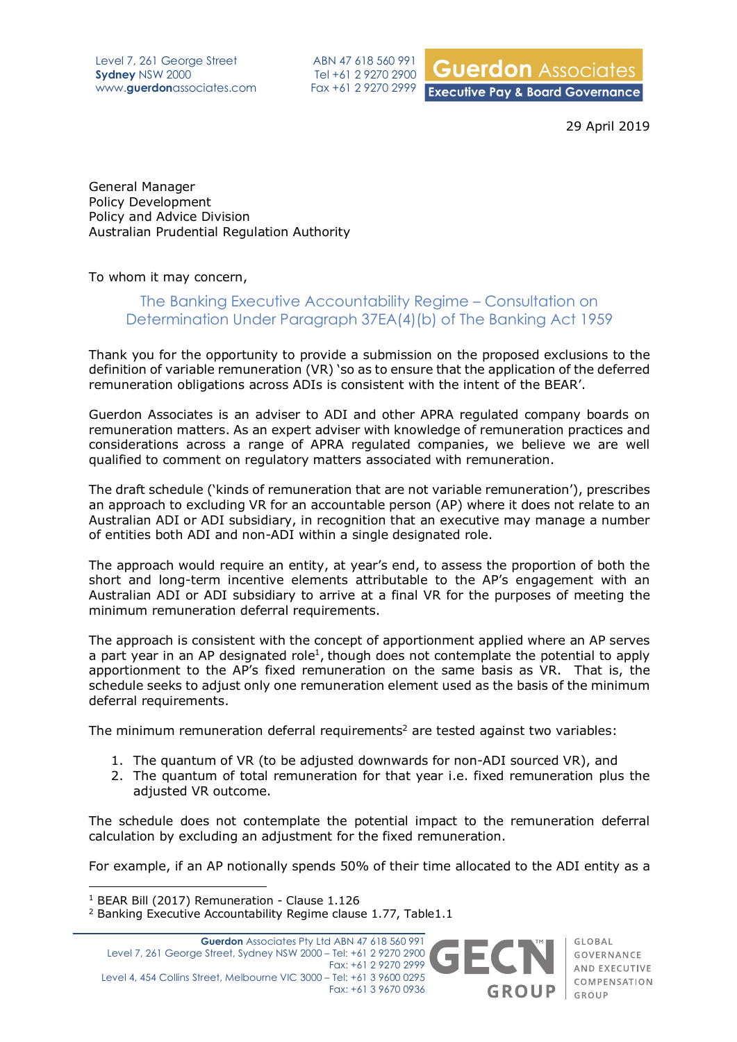Level 7, 261 George Street
**Sydney** NSW 2000
www.**guerdon**associates.com

ABN 47 618 560 991
Tel +61 2 9270 2900
Fax +61 2 9270 2999

**Guerdon** Associates
**Executive Pay & Board Governance**

29 April 2019

General Manager
Policy Development
Policy and Advice Division
Australian Prudential Regulation Authority

To whom it may concern,

## The Banking Executive Accountability Regime – Consultation on Determination Under Paragraph 37EA(4)(b) of The Banking Act 1959

Thank you for the opportunity to provide a submission on the proposed exclusions to the definition of variable remuneration (VR) 'so as to ensure that the application of the deferred remuneration obligations across ADIs is consistent with the intent of the BEAR'.

Guerdon Associates is an adviser to ADI and other APRA regulated company boards on remuneration matters. As an expert adviser with knowledge of remuneration practices and considerations across a range of APRA regulated companies, we believe we are well qualified to comment on regulatory matters associated with remuneration.

The draft schedule ('kinds of remuneration that are not variable remuneration'), prescribes an approach to excluding VR for an accountable person (AP) where it does not relate to an Australian ADI or ADI subsidiary, in recognition that an executive may manage a number of entities both ADI and non-ADI within a single designated role.

The approach would require an entity, at year's end, to assess the proportion of both the short and long-term incentive elements attributable to the AP's engagement with an Australian ADI or ADI subsidiary to arrive at a final VR for the purposes of meeting the minimum remuneration deferral requirements.

The approach is consistent with the concept of apportionment applied where an AP serves a part year in an AP designated role[1], though does not contemplate the potential to apply apportionment to the AP's fixed remuneration on the same basis as VR. That is, the schedule seeks to adjust only one remuneration element used as the basis of the minimum deferral requirements.

The minimum remuneration deferral requirements[2] are tested against two variables:

1. The quantum of VR (to be adjusted downwards for non-ADI sourced VR), and
2. The quantum of total remuneration for that year i.e. fixed remuneration plus the adjusted VR outcome.

The schedule does not contemplate the potential impact to the remuneration deferral calculation by excluding an adjustment for the fixed remuneration.

For example, if an AP notionally spends 50% of their time allocated to the ADI entity as a

[1] BEAR Bill (2017) Remuneration - Clause 1.126
[2] Banking Executive Accountability Regime clause 1.77, Table1.1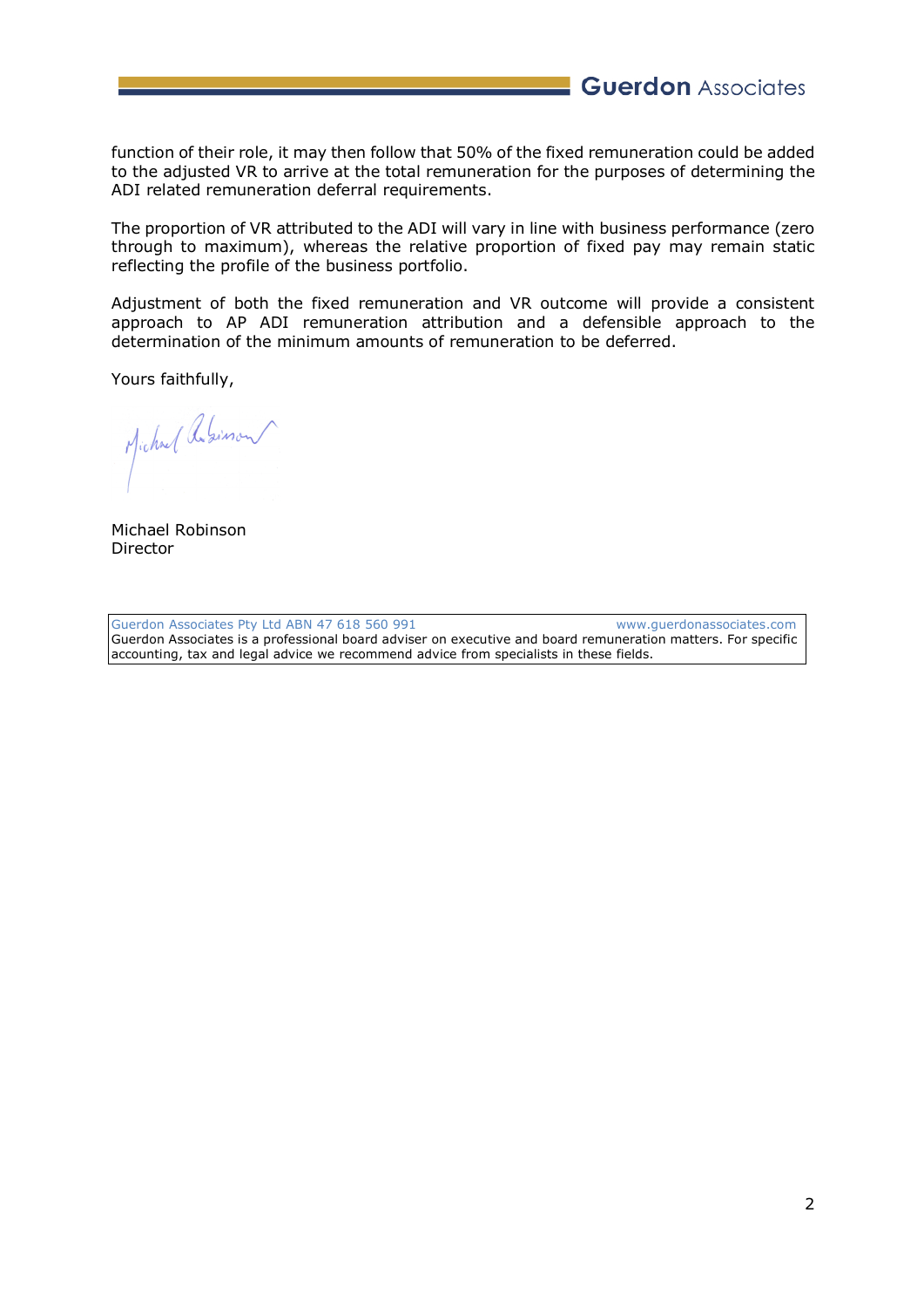function of their role, it may then follow that 50% of the fixed remuneration could be added to the adjusted VR to arrive at the total remuneration for the purposes of determining the ADI related remuneration deferral requirements.

The proportion of VR attributed to the ADI will vary in line with business performance (zero through to maximum), whereas the relative proportion of fixed pay may remain static reflecting the profile of the business portfolio.

Adjustment of both the fixed remuneration and VR outcome will provide a consistent approach to AP ADI remuneration attribution and a defensible approach to the determination of the minimum amounts of remuneration to be deferred.

Yours faithfully,

Michael Robinson
Director

Guerdon Associates Pty Ltd ABN 47 618 560 991 www.guerdonassociates.com
Guerdon Associates is a professional board adviser on executive and board remuneration matters. For specific accounting, tax and legal advice we recommend advice from specialists in these fields.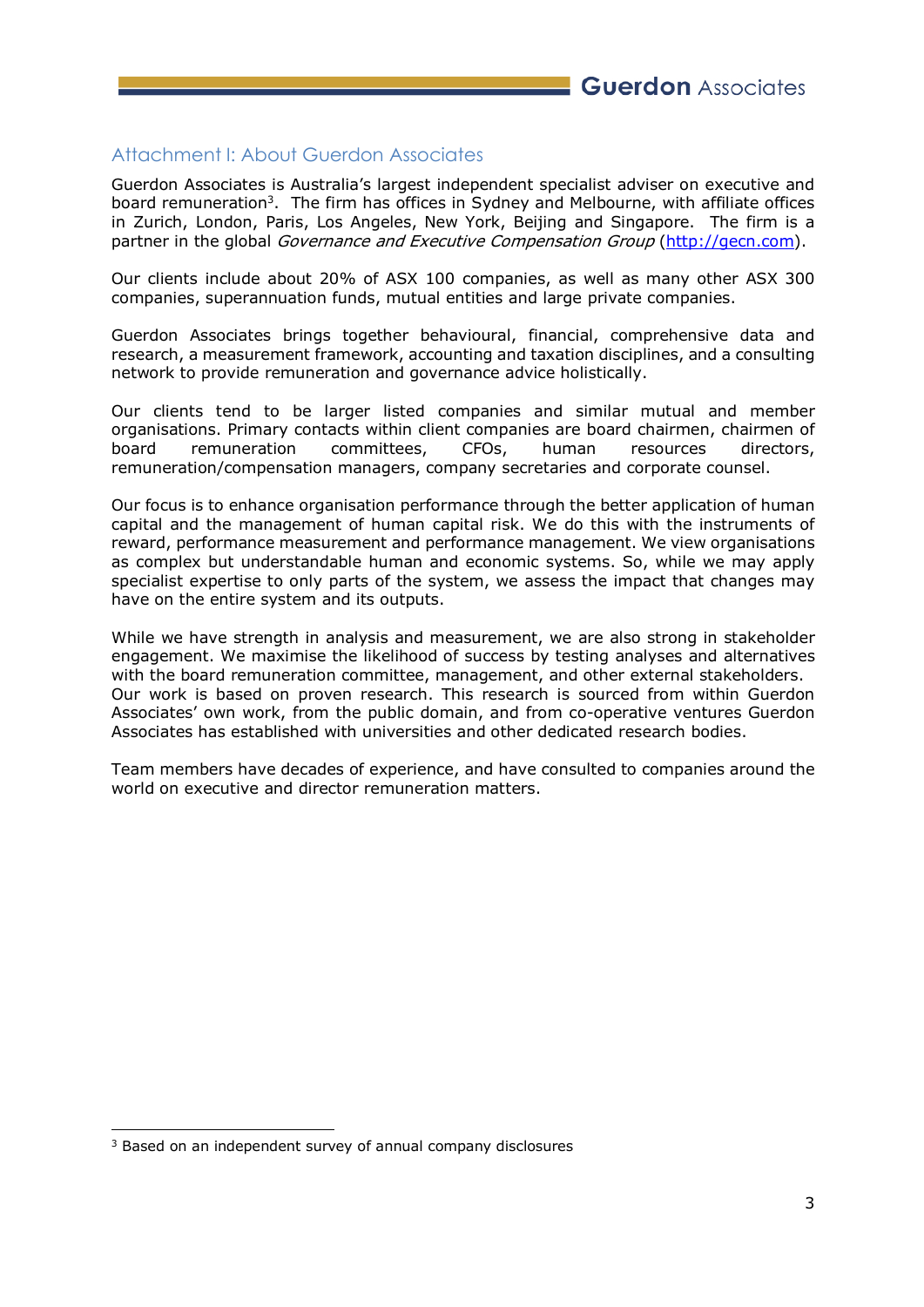## Attachment I: About Guerdon Associates

Guerdon Associates is Australia's largest independent specialist adviser on executive and board remuneration[3]. The firm has offices in Sydney and Melbourne, with affiliate offices in Zurich, London, Paris, Los Angeles, New York, Beijing and Singapore. The firm is a partner in the global *Governance and Executive Compensation Group* (http://gecn.com).

Our clients include about 20% of ASX 100 companies, as well as many other ASX 300 companies, superannuation funds, mutual entities and large private companies.

Guerdon Associates brings together behavioural, financial, comprehensive data and research, a measurement framework, accounting and taxation disciplines, and a consulting network to provide remuneration and governance advice holistically.

Our clients tend to be larger listed companies and similar mutual and member organisations. Primary contacts within client companies are board chairmen, chairmen of board remuneration committees, CFOs, human resources directors, remuneration/compensation managers, company secretaries and corporate counsel.

Our focus is to enhance organisation performance through the better application of human capital and the management of human capital risk. We do this with the instruments of reward, performance measurement and performance management. We view organisations as complex but understandable human and economic systems. So, while we may apply specialist expertise to only parts of the system, we assess the impact that changes may have on the entire system and its outputs.

While we have strength in analysis and measurement, we are also strong in stakeholder engagement. We maximise the likelihood of success by testing analyses and alternatives with the board remuneration committee, management, and other external stakeholders. Our work is based on proven research. This research is sourced from within Guerdon Associates' own work, from the public domain, and from co-operative ventures Guerdon Associates has established with universities and other dedicated research bodies.

Team members have decades of experience, and have consulted to companies around the world on executive and director remuneration matters.

[3] Based on an independent survey of annual company disclosures